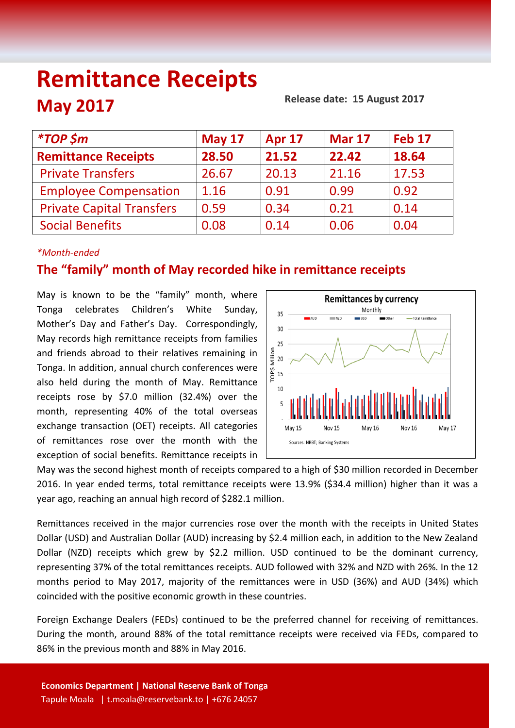# Remittance Receipts

## May 2017

**Release date: 15 August 2017**

| *TOP $m | May 17 | Apr 17 | Mar 17 | Feb 17 |
|---|---|---|---|---|
| **Remittance Receipts** | **28.50** | **21.52** | **22.42** | **18.64** |
| Private Transfers | 26.67 | 20.13 | 21.16 | 17.53 |
| Employee Compensation | 1.16 | 0.91 | 0.99 | 0.92 |
| Private Capital Transfers | 0.59 | 0.34 | 0.21 | 0.14 |
| Social Benefits | 0.08 | 0.14 | 0.06 | 0.04 |

*\*Month-ended*

### The "family" month of May recorded hike in remittance receipts

May is known to be the "family" month, where Tonga celebrates Children's White Sunday, Mother's Day and Father's Day. Correspondingly, May records high remittance receipts from families and friends abroad to their relatives remaining in Tonga. In addition, annual church conferences were also held during the month of May. Remittance receipts rose by $7.0 million (32.4%) over the month, representing 40% of the total overseas exchange transaction (OET) receipts. All categories of remittances rose over the month with the exception of social benefits. Remittance receipts in May was the second highest month of receipts compared to a high of $30 million recorded in December 2016. In year ended terms, total remittance receipts were 13.9% ($34.4 million) higher than it was a year ago, reaching an annual high record of $282.1 million.

Remittances by currency
Monthly
Sources: NRBT; Banking Systems

Remittances received in the major currencies rose over the month with the receipts in United States Dollar (USD) and Australian Dollar (AUD) increasing by $2.4 million each, in addition to the New Zealand Dollar (NZD) receipts which grew by $2.2 million. USD continued to be the dominant currency, representing 37% of the total remittances receipts. AUD followed with 32% and NZD with 26%. In the 12 months period to May 2017, majority of the remittances were in USD (36%) and AUD (34%) which coincided with the positive economic growth in these countries.

Foreign Exchange Dealers (FEDs) continued to be the preferred channel for receiving of remittances. During the month, around 88% of the total remittance receipts were received via FEDs, compared to 86% in the previous month and 88% in May 2016.

**Economics Department | National Reserve Bank of Tonga**
Tapule Moala | t.moala@reservebank.to | +676 24057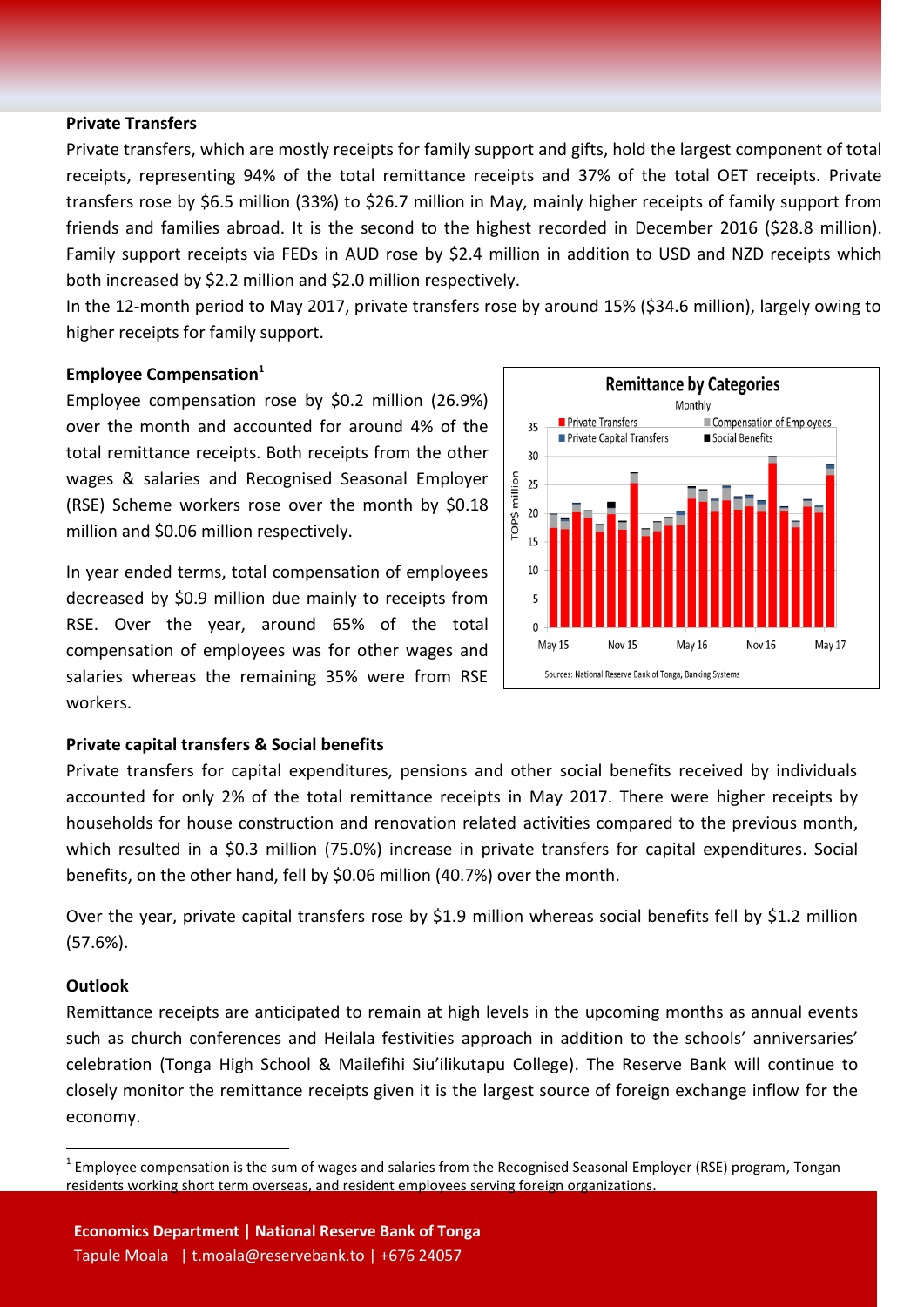### Private Transfers

Private transfers, which are mostly receipts for family support and gifts, hold the largest component of total receipts, representing 94% of the total remittance receipts and 37% of the total OET receipts. Private transfers rose by $6.5 million (33%) to $26.7 million in May, mainly higher receipts of family support from friends and families abroad. It is the second to the highest recorded in December 2016 ($28.8 million). Family support receipts via FEDs in AUD rose by $2.4 million in addition to USD and NZD receipts which both increased by $2.2 million and $2.0 million respectively.

In the 12-month period to May 2017, private transfers rose by around 15% ($34.6 million), largely owing to higher receipts for family support.

### Employee Compensation[1]

Employee compensation rose by $0.2 million (26.9%) over the month and accounted for around 4% of the total remittance receipts. Both receipts from the other wages & salaries and Recognised Seasonal Employer (RSE) Scheme workers rose over the month by $0.18 million and $0.06 million respectively.

In year ended terms, total compensation of employees decreased by $0.9 million due mainly to receipts from RSE. Over the year, around 65% of the total compensation of employees was for other wages and salaries whereas the remaining 35% were from RSE workers.

### Private capital transfers & Social benefits

Private transfers for capital expenditures, pensions and other social benefits received by individuals accounted for only 2% of the total remittance receipts in May 2017. There were higher receipts by households for house construction and renovation related activities compared to the previous month, which resulted in a $0.3 million (75.0%) increase in private transfers for capital expenditures. Social benefits, on the other hand, fell by $0.06 million (40.7%) over the month.

Over the year, private capital transfers rose by $1.9 million whereas social benefits fell by $1.2 million (57.6%).

### Outlook

Remittance receipts are anticipated to remain at high levels in the upcoming months as annual events such as church conferences and Heilala festivities approach in addition to the schools' anniversaries' celebration (Tonga High School & Mailefihi Siu'ilikutapu College). The Reserve Bank will continue to closely monitor the remittance receipts given it is the largest source of foreign exchange inflow for the economy.

[1] Employee compensation is the sum of wages and salaries from the Recognised Seasonal Employer (RSE) program, Tongan residents working short term overseas, and resident employees serving foreign organizations.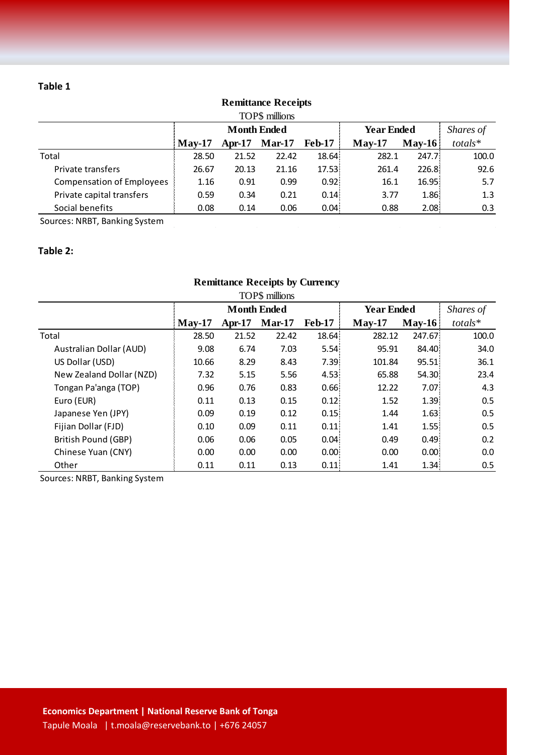**Table 1**

**Remittance Receipts**

TOP$ millions

| | Month Ended | | | | Year Ended | | *Shares of* |
|---|---|---|---|---|---|---|---|
| | **May-17** | **Apr-17** | **Mar-17** | **Feb-17** | **May-17** | **May-16** | *totals** |
| Total | 28.50 | 21.52 | 22.42 | 18.64 | 282.1 | 247.7 | 100.0 |
| Private transfers | 26.67 | 20.13 | 21.16 | 17.53 | 261.4 | 226.8 | 92.6 |
| Compensation of Employees | 1.16 | 0.91 | 0.99 | 0.92 | 16.1 | 16.95 | 5.7 |
| Private capital transfers | 0.59 | 0.34 | 0.21 | 0.14 | 3.77 | 1.86 | 1.3 |
| Social benefits | 0.08 | 0.14 | 0.06 | 0.04 | 0.88 | 2.08 | 0.3 |

Sources: NRBT, Banking System

**Table 2:**

**Remittance Receipts by Currency**

TOP$ millions

| | Month Ended | | | | Year Ended | | *Shares of* |
|---|---|---|---|---|---|---|---|
| | **May-17** | **Apr-17** | **Mar-17** | **Feb-17** | **May-17** | **May-16** | *totals** |
| Total | 28.50 | 21.52 | 22.42 | 18.64 | 282.12 | 247.67 | 100.0 |
| Australian Dollar (AUD) | 9.08 | 6.74 | 7.03 | 5.54 | 95.91 | 84.40 | 34.0 |
| US Dollar (USD) | 10.66 | 8.29 | 8.43 | 7.39 | 101.84 | 95.51 | 36.1 |
| New Zealand Dollar (NZD) | 7.32 | 5.15 | 5.56 | 4.53 | 65.88 | 54.30 | 23.4 |
| Tongan Pa'anga (TOP) | 0.96 | 0.76 | 0.83 | 0.66 | 12.22 | 7.07 | 4.3 |
| Euro (EUR) | 0.11 | 0.13 | 0.15 | 0.12 | 1.52 | 1.39 | 0.5 |
| Japanese Yen (JPY) | 0.09 | 0.19 | 0.12 | 0.15 | 1.44 | 1.63 | 0.5 |
| Fijian Dollar (FJD) | 0.10 | 0.09 | 0.11 | 0.11 | 1.41 | 1.55 | 0.5 |
| British Pound (GBP) | 0.06 | 0.06 | 0.05 | 0.04 | 0.49 | 0.49 | 0.2 |
| Chinese Yuan (CNY) | 0.00 | 0.00 | 0.00 | 0.00 | 0.00 | 0.00 | 0.0 |
| Other | 0.11 | 0.11 | 0.13 | 0.11 | 1.41 | 1.34 | 0.5 |

Sources: NRBT, Banking System

**Economics Department | National Reserve Bank of Tonga**

Tapule Moala | t.moala@reservebank.to | +676 24057